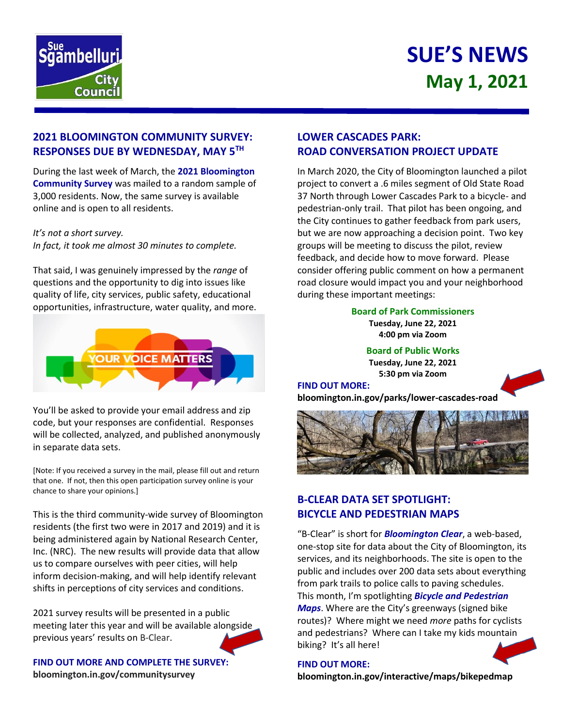# SUE'S NEWS
## May 1, 2021

## 2021 BLOOMINGTON COMMUNITY SURVEY: RESPONSES DUE BY WEDNESDAY, MAY 5TH

During the last week of March, the **2021 Bloomington Community Survey** was mailed to a random sample of 3,000 residents. Now, the same survey is available online and is open to all residents.

*It's not a short survey.*
*In fact, it took me almost 30 minutes to complete.*

That said, I was genuinely impressed by the *range* of questions and the opportunity to dig into issues like quality of life, city services, public safety, educational opportunities, infrastructure, water quality, and more.

You'll be asked to provide your email address and zip code, but your responses are confidential. Responses will be collected, analyzed, and published anonymously in separate data sets.

[Note: If you received a survey in the mail, please fill out and return that one. If not, then this open participation survey online is your chance to share your opinions.]

This is the third community-wide survey of Bloomington residents (the first two were in 2017 and 2019) and it is being administered again by National Research Center, Inc. (NRC). The new results will provide data that allow us to compare ourselves with peer cities, will help inform decision-making, and will help identify relevant shifts in perceptions of city services and conditions.

2021 survey results will be presented in a public meeting later this year and will be available alongside previous years' results on B-Clear.

**FIND OUT MORE AND COMPLETE THE SURVEY:**
**bloomington.in.gov/communitysurvey**

## LOWER CASCADES PARK: ROAD CONVERSATION PROJECT UPDATE

In March 2020, the City of Bloomington launched a pilot project to convert a .6 miles segment of Old State Road 37 North through Lower Cascades Park to a bicycle- and pedestrian-only trail. That pilot has been ongoing, and the City continues to gather feedback from park users, but we are now approaching a decision point. Two key groups will be meeting to discuss the pilot, review feedback, and decide how to move forward. Please consider offering public comment on how a permanent road closure would impact you and your neighborhood during these important meetings:

**Board of Park Commissioners**
**Tuesday, June 22, 2021**
**4:00 pm via Zoom**

**Board of Public Works**
**Tuesday, June 22, 2021**
**5:30 pm via Zoom**

**FIND OUT MORE:**
**bloomington.in.gov/parks/lower-cascades-road**

## B-CLEAR DATA SET SPOTLIGHT: BICYCLE AND PEDESTRIAN MAPS

"B-Clear" is short for ***Bloomington Clear***, a web-based, one-stop site for data about the City of Bloomington, its services, and its neighborhoods. The site is open to the public and includes over 200 data sets about everything from park trails to police calls to paving schedules. This month, I'm spotlighting ***Bicycle and Pedestrian Maps***. Where are the City's greenways (signed bike routes)? Where might we need *more* paths for cyclists and pedestrians? Where can I take my kids mountain biking? It's all here!

**FIND OUT MORE:**
**bloomington.in.gov/interactive/maps/bikepedmap**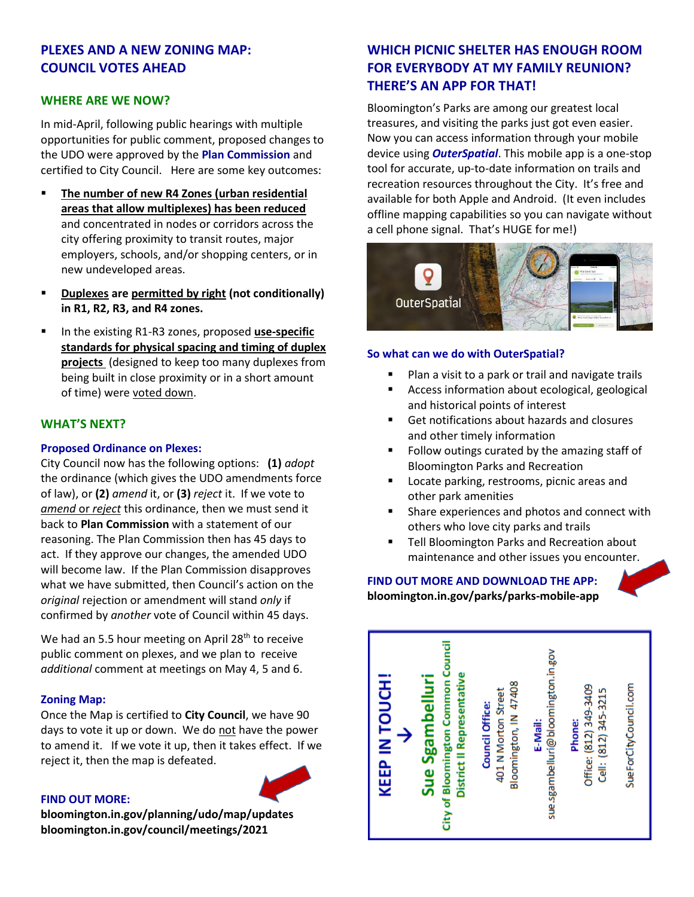## PLEXES AND A NEW ZONING MAP: COUNCIL VOTES AHEAD

### WHERE ARE WE NOW?

In mid-April, following public hearings with multiple opportunities for public comment, proposed changes to the UDO were approved by the **Plan Commission** and certified to City Council. Here are some key outcomes:

- **The number of new R4 Zones (urban residential areas that allow multiplexes) has been reduced** and concentrated in nodes or corridors across the city offering proximity to transit routes, major employers, schools, and/or shopping centers, or in new undeveloped areas.
- **Duplexes are permitted by right (not conditionally) in R1, R2, R3, and R4 zones.**
- In the existing R1-R3 zones, proposed **use-specific standards for physical spacing and timing of duplex projects** (designed to keep too many duplexes from being built in close proximity or in a short amount of time) were voted down.

### WHAT'S NEXT?

#### Proposed Ordinance on Plexes:

City Council now has the following options: **(1)** *adopt* the ordinance (which gives the UDO amendments force of law), or **(2)** *amend* it, or **(3)** *reject* it. If we vote to *amend* or *reject* this ordinance, then we must send it back to **Plan Commission** with a statement of our reasoning. The Plan Commission then has 45 days to act. If they approve our changes, the amended UDO will become law. If the Plan Commission disapproves what we have submitted, then Council's action on the *original* rejection or amendment will stand *only* if confirmed by *another* vote of Council within 45 days.

We had an 5.5 hour meeting on April 28th to receive public comment on plexes, and we plan to receive *additional* comment at meetings on May 4, 5 and 6.

#### Zoning Map:

Once the Map is certified to **City Council**, we have 90 days to vote it up or down. We do not have the power to amend it. If we vote it up, then it takes effect. If we reject it, then the map is defeated.

#### FIND OUT MORE:

**bloomington.in.gov/planning/udo/map/updates**
**bloomington.in.gov/council/meetings/2021**

## WHICH PICNIC SHELTER HAS ENOUGH ROOM FOR EVERYBODY AT MY FAMILY REUNION? THERE'S AN APP FOR THAT!

Bloomington's Parks are among our greatest local treasures, and visiting the parks just got even easier. Now you can access information through your mobile device using ***OuterSpatial***. This mobile app is a one-stop tool for accurate, up-to-date information on trails and recreation resources throughout the City. It's free and available for both Apple and Android. (It even includes offline mapping capabilities so you can navigate without a cell phone signal. That's HUGE for me!)

OuterSpatial

#### So what can we do with OuterSpatial?

- Plan a visit to a park or trail and navigate trails
- Access information about ecological, geological and historical points of interest
- Get notifications about hazards and closures and other timely information
- Follow outings curated by the amazing staff of Bloomington Parks and Recreation
- Locate parking, restrooms, picnic areas and other park amenities
- Share experiences and photos and connect with others who love city parks and trails
- Tell Bloomington Parks and Recreation about maintenance and other issues you encounter.

**FIND OUT MORE AND DOWNLOAD THE APP:**
**bloomington.in.gov/parks/parks-mobile-app**

### KEEP IN TOUCH!

**Sue Sgambelluri**
City of Bloomington Common Council
District II Representative

**Council Office:**
401 N Morton Street
Bloomington, IN 47408

**E-Mail:**
sue.sgambelluri@bloomington.in.gov

**Phone:**
Office: (812) 349-3409
Cell: (812) 345-3215

SueForCityCouncil.com